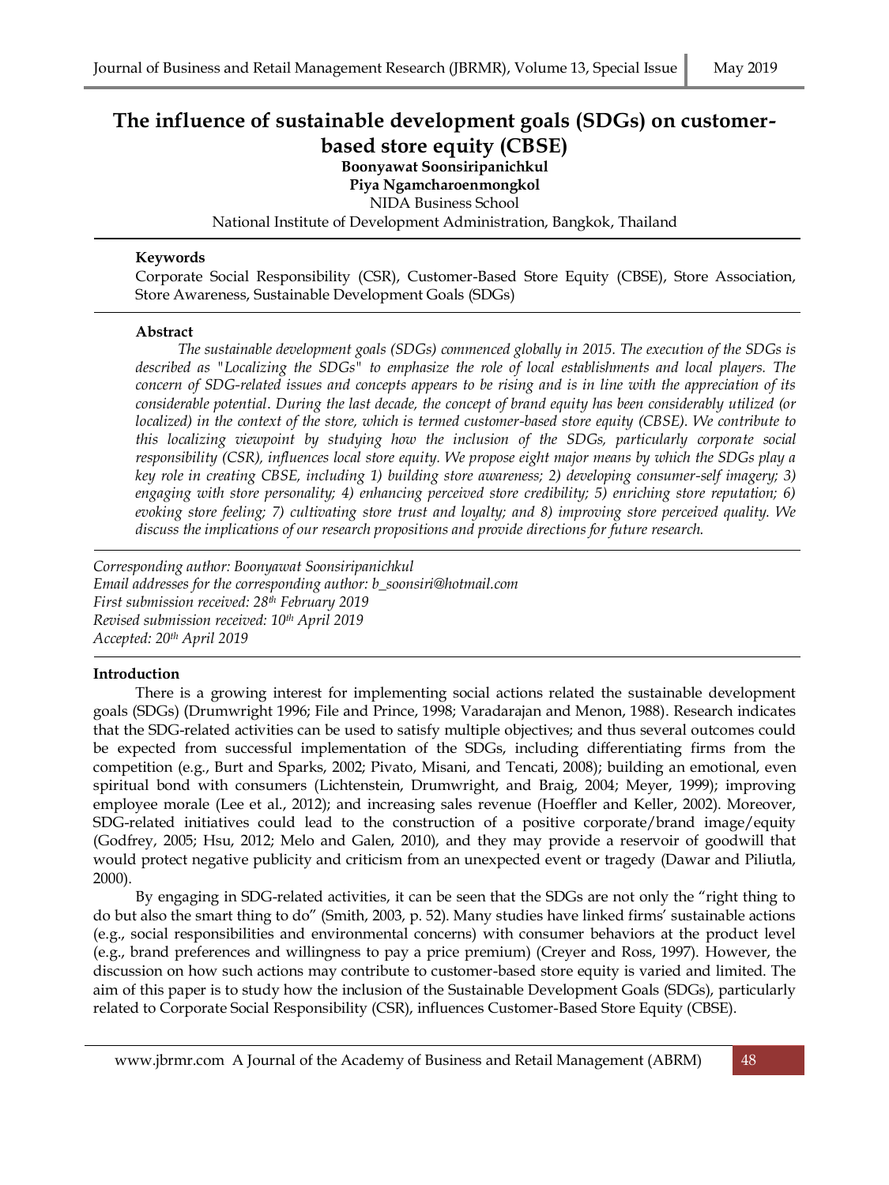# The influence of sustainable development goals (SDGs) on customer-based store equity (CBSE)

**Boonyawat Soonsiripanichkul**
**Piya Ngamcharoenmongkol**
NIDA Business School
National Institute of Development Administration, Bangkok, Thailand

**Keywords**

Corporate Social Responsibility (CSR), Customer-Based Store Equity (CBSE), Store Association, Store Awareness, Sustainable Development Goals (SDGs)

**Abstract**

*The sustainable development goals (SDGs) commenced globally in 2015. The execution of the SDGs is described as "Localizing the SDGs" to emphasize the role of local establishments and local players. The concern of SDG-related issues and concepts appears to be rising and is in line with the appreciation of its considerable potential. During the last decade, the concept of brand equity has been considerably utilized (or localized) in the context of the store, which is termed customer-based store equity (CBSE). We contribute to this localizing viewpoint by studying how the inclusion of the SDGs, particularly corporate social responsibility (CSR), influences local store equity. We propose eight major means by which the SDGs play a key role in creating CBSE, including 1) building store awareness; 2) developing consumer-self imagery; 3) engaging with store personality; 4) enhancing perceived store credibility; 5) enriching store reputation; 6) evoking store feeling; 7) cultivating store trust and loyalty; and 8) improving store perceived quality. We discuss the implications of our research propositions and provide directions for future research.*

*Corresponding author: Boonyawat Soonsiripanichkul*
*Email addresses for the corresponding author: b_soonsiri@hotmail.com*
*First submission received: 28th February 2019*
*Revised submission received: 10th April 2019*
*Accepted: 20th April 2019*

## Introduction

There is a growing interest for implementing social actions related the sustainable development goals (SDGs) (Drumwright 1996; File and Prince, 1998; Varadarajan and Menon, 1988). Research indicates that the SDG-related activities can be used to satisfy multiple objectives; and thus several outcomes could be expected from successful implementation of the SDGs, including differentiating firms from the competition (e.g., Burt and Sparks, 2002; Pivato, Misani, and Tencati, 2008); building an emotional, even spiritual bond with consumers (Lichtenstein, Drumwright, and Braig, 2004; Meyer, 1999); improving employee morale (Lee et al., 2012); and increasing sales revenue (Hoeffler and Keller, 2002). Moreover, SDG-related initiatives could lead to the construction of a positive corporate/brand image/equity (Godfrey, 2005; Hsu, 2012; Melo and Galen, 2010), and they may provide a reservoir of goodwill that would protect negative publicity and criticism from an unexpected event or tragedy (Dawar and Piliutla, 2000).

By engaging in SDG-related activities, it can be seen that the SDGs are not only the "right thing to do but also the smart thing to do" (Smith, 2003, p. 52). Many studies have linked firms' sustainable actions (e.g., social responsibilities and environmental concerns) with consumer behaviors at the product level (e.g., brand preferences and willingness to pay a price premium) (Creyer and Ross, 1997). However, the discussion on how such actions may contribute to customer-based store equity is varied and limited. The aim of this paper is to study how the inclusion of the Sustainable Development Goals (SDGs), particularly related to Corporate Social Responsibility (CSR), influences Customer-Based Store Equity (CBSE).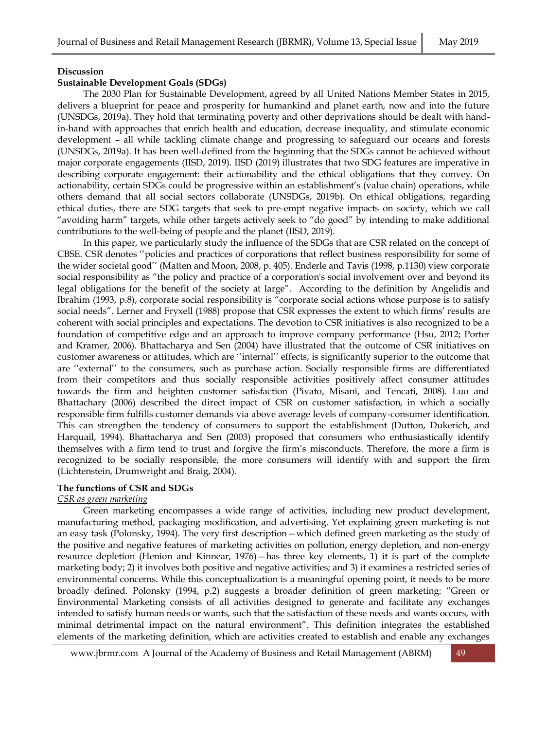## Discussion

### Sustainable Development Goals (SDGs)

The 2030 Plan for Sustainable Development, agreed by all United Nations Member States in 2015, delivers a blueprint for peace and prosperity for humankind and planet earth, now and into the future (UNSDGs, 2019a). They hold that terminating poverty and other deprivations should be dealt with hand-in-hand with approaches that enrich health and education, decrease inequality, and stimulate economic development – all while tackling climate change and progressing to safeguard our oceans and forests (UNSDGs, 2019a). It has been well-defined from the beginning that the SDGs cannot be achieved without major corporate engagements (IISD, 2019). IISD (2019) illustrates that two SDG features are imperative in describing corporate engagement: their actionability and the ethical obligations that they convey. On actionability, certain SDGs could be progressive within an establishment's (value chain) operations, while others demand that all social sectors collaborate (UNSDGs, 2019b). On ethical obligations, regarding ethical duties, there are SDG targets that seek to pre-empt negative impacts on society, which we call "avoiding harm" targets, while other targets actively seek to "do good" by intending to make additional contributions to the well-being of people and the planet (IISD, 2019).

In this paper, we particularly study the influence of the SDGs that are CSR related on the concept of CBSE. CSR denotes ''policies and practices of corporations that reflect business responsibility for some of the wider societal good'' (Matten and Moon, 2008, p. 405). Enderle and Tavis (1998, p.1130) view corporate social responsibility as "the policy and practice of a corporation's social involvement over and beyond its legal obligations for the benefit of the society at large". According to the definition by Angelidis and Ibrahim (1993, p.8), corporate social responsibility is "corporate social actions whose purpose is to satisfy social needs". Lerner and Fryxell (1988) propose that CSR expresses the extent to which firms' results are coherent with social principles and expectations. The devotion to CSR initiatives is also recognized to be a foundation of competitive edge and an approach to improve company performance (Hsu, 2012; Porter and Kramer, 2006). Bhattacharya and Sen (2004) have illustrated that the outcome of CSR initiatives on customer awareness or attitudes, which are ''internal'' effects, is significantly superior to the outcome that are ''external'' to the consumers, such as purchase action. Socially responsible firms are differentiated from their competitors and thus socially responsible activities positively affect consumer attitudes towards the firm and heighten customer satisfaction (Pivato, Misani, and Tencati, 2008). Luo and Bhattachary (2006) described the direct impact of CSR on customer satisfaction, in which a socially responsible firm fulfills customer demands via above average levels of company-consumer identification. This can strengthen the tendency of consumers to support the establishment (Dutton, Dukerich, and Harquail, 1994). Bhattacharya and Sen (2003) proposed that consumers who enthusiastically identify themselves with a firm tend to trust and forgive the firm's misconducts. Therefore, the more a firm is recognized to be socially responsible, the more consumers will identify with and support the firm (Lichtenstein, Drumwright and Braig, 2004).

### The functions of CSR and SDGs

*CSR as green marketing*

Green marketing encompasses a wide range of activities, including new product development, manufacturing method, packaging modification, and advertising. Yet explaining green marketing is not an easy task (Polonsky, 1994). The very first description—which defined green marketing as the study of the positive and negative features of marketing activities on pollution, energy depletion, and non-energy resource depletion (Henion and Kinnear, 1976)—has three key elements, 1) it is part of the complete marketing body; 2) it involves both positive and negative activities; and 3) it examines a restricted series of environmental concerns. While this conceptualization is a meaningful opening point, it needs to be more broadly defined. Polonsky (1994, p.2) suggests a broader definition of green marketing: "Green or Environmental Marketing consists of all activities designed to generate and facilitate any exchanges intended to satisfy human needs or wants, such that the satisfaction of these needs and wants occurs, with minimal detrimental impact on the natural environment". This definition integrates the established elements of the marketing definition, which are activities created to establish and enable any exchanges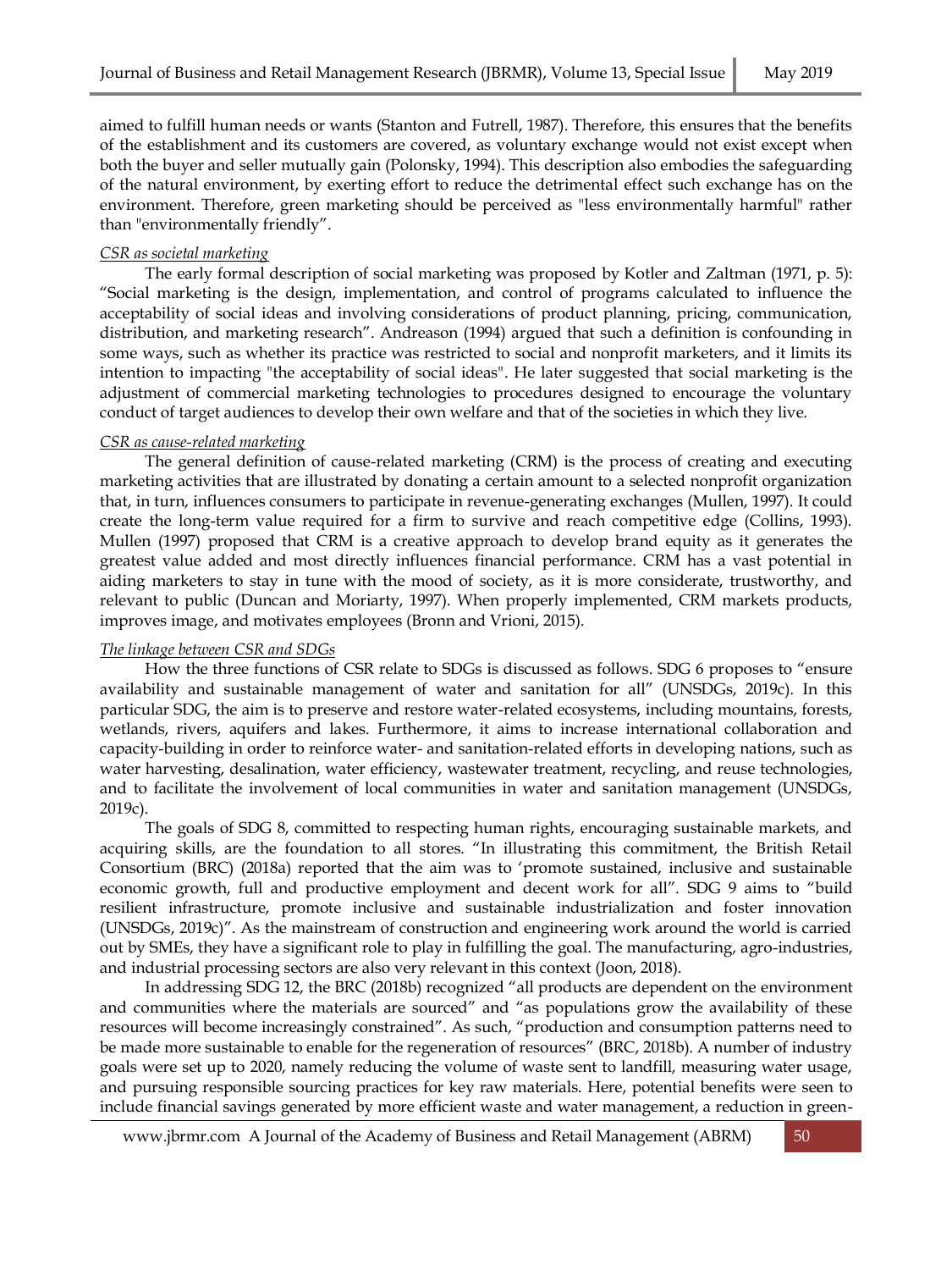aimed to fulfill human needs or wants (Stanton and Futrell, 1987). Therefore, this ensures that the benefits of the establishment and its customers are covered, as voluntary exchange would not exist except when both the buyer and seller mutually gain (Polonsky, 1994). This description also embodies the safeguarding of the natural environment, by exerting effort to reduce the detrimental effect such exchange has on the environment. Therefore, green marketing should be perceived as "less environmentally harmful" rather than "environmentally friendly".

*CSR as societal marketing*

The early formal description of social marketing was proposed by Kotler and Zaltman (1971, p. 5): "Social marketing is the design, implementation, and control of programs calculated to influence the acceptability of social ideas and involving considerations of product planning, pricing, communication, distribution, and marketing research". Andreason (1994) argued that such a definition is confounding in some ways, such as whether its practice was restricted to social and nonprofit marketers, and it limits its intention to impacting "the acceptability of social ideas". He later suggested that social marketing is the adjustment of commercial marketing technologies to procedures designed to encourage the voluntary conduct of target audiences to develop their own welfare and that of the societies in which they live.

*CSR as cause-related marketing*

The general definition of cause-related marketing (CRM) is the process of creating and executing marketing activities that are illustrated by donating a certain amount to a selected nonprofit organization that, in turn, influences consumers to participate in revenue-generating exchanges (Mullen, 1997). It could create the long-term value required for a firm to survive and reach competitive edge (Collins, 1993). Mullen (1997) proposed that CRM is a creative approach to develop brand equity as it generates the greatest value added and most directly influences financial performance. CRM has a vast potential in aiding marketers to stay in tune with the mood of society, as it is more considerate, trustworthy, and relevant to public (Duncan and Moriarty, 1997). When properly implemented, CRM markets products, improves image, and motivates employees (Bronn and Vrioni, 2015).

*The linkage between CSR and SDGs*

How the three functions of CSR relate to SDGs is discussed as follows. SDG 6 proposes to "ensure availability and sustainable management of water and sanitation for all" (UNSDGs, 2019c). In this particular SDG, the aim is to preserve and restore water-related ecosystems, including mountains, forests, wetlands, rivers, aquifers and lakes. Furthermore, it aims to increase international collaboration and capacity-building in order to reinforce water- and sanitation-related efforts in developing nations, such as water harvesting, desalination, water efficiency, wastewater treatment, recycling, and reuse technologies, and to facilitate the involvement of local communities in water and sanitation management (UNSDGs, 2019c).

The goals of SDG 8, committed to respecting human rights, encouraging sustainable markets, and acquiring skills, are the foundation to all stores. "In illustrating this commitment, the British Retail Consortium (BRC) (2018a) reported that the aim was to 'promote sustained, inclusive and sustainable economic growth, full and productive employment and decent work for all". SDG 9 aims to "build resilient infrastructure, promote inclusive and sustainable industrialization and foster innovation (UNSDGs, 2019c)". As the mainstream of construction and engineering work around the world is carried out by SMEs, they have a significant role to play in fulfilling the goal. The manufacturing, agro-industries, and industrial processing sectors are also very relevant in this context (Joon, 2018).

In addressing SDG 12, the BRC (2018b) recognized "all products are dependent on the environment and communities where the materials are sourced" and "as populations grow the availability of these resources will become increasingly constrained". As such, "production and consumption patterns need to be made more sustainable to enable for the regeneration of resources" (BRC, 2018b). A number of industry goals were set up to 2020, namely reducing the volume of waste sent to landfill, measuring water usage, and pursuing responsible sourcing practices for key raw materials. Here, potential benefits were seen to include financial savings generated by more efficient waste and water management, a reduction in green-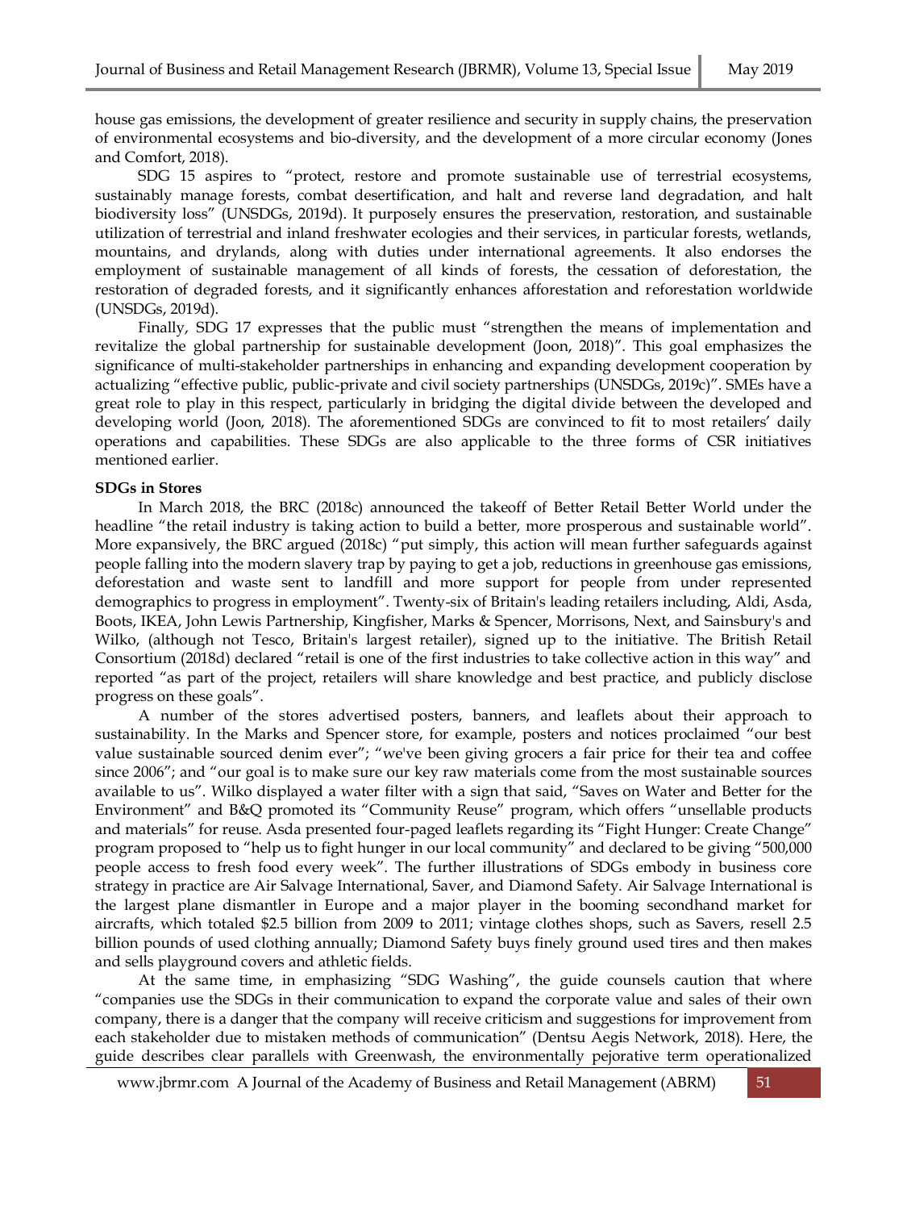house gas emissions, the development of greater resilience and security in supply chains, the preservation of environmental ecosystems and bio-diversity, and the development of a more circular economy (Jones and Comfort, 2018).

SDG 15 aspires to "protect, restore and promote sustainable use of terrestrial ecosystems, sustainably manage forests, combat desertification, and halt and reverse land degradation, and halt biodiversity loss" (UNSDGs, 2019d). It purposely ensures the preservation, restoration, and sustainable utilization of terrestrial and inland freshwater ecologies and their services, in particular forests, wetlands, mountains, and drylands, along with duties under international agreements. It also endorses the employment of sustainable management of all kinds of forests, the cessation of deforestation, the restoration of degraded forests, and it significantly enhances afforestation and reforestation worldwide (UNSDGs, 2019d).

Finally, SDG 17 expresses that the public must "strengthen the means of implementation and revitalize the global partnership for sustainable development (Joon, 2018)". This goal emphasizes the significance of multi-stakeholder partnerships in enhancing and expanding development cooperation by actualizing "effective public, public-private and civil society partnerships (UNSDGs, 2019c)". SMEs have a great role to play in this respect, particularly in bridging the digital divide between the developed and developing world (Joon, 2018). The aforementioned SDGs are convinced to fit to most retailers' daily operations and capabilities. These SDGs are also applicable to the three forms of CSR initiatives mentioned earlier.

**SDGs in Stores**

In March 2018, the BRC (2018c) announced the takeoff of Better Retail Better World under the headline "the retail industry is taking action to build a better, more prosperous and sustainable world". More expansively, the BRC argued (2018c) "put simply, this action will mean further safeguards against people falling into the modern slavery trap by paying to get a job, reductions in greenhouse gas emissions, deforestation and waste sent to landfill and more support for people from under represented demographics to progress in employment". Twenty-six of Britain's leading retailers including, Aldi, Asda, Boots, IKEA, John Lewis Partnership, Kingfisher, Marks & Spencer, Morrisons, Next, and Sainsbury's and Wilko, (although not Tesco, Britain's largest retailer), signed up to the initiative. The British Retail Consortium (2018d) declared "retail is one of the first industries to take collective action in this way" and reported "as part of the project, retailers will share knowledge and best practice, and publicly disclose progress on these goals".

A number of the stores advertised posters, banners, and leaflets about their approach to sustainability. In the Marks and Spencer store, for example, posters and notices proclaimed "our best value sustainable sourced denim ever"; "we've been giving grocers a fair price for their tea and coffee since 2006"; and "our goal is to make sure our key raw materials come from the most sustainable sources available to us". Wilko displayed a water filter with a sign that said, "Saves on Water and Better for the Environment" and B&Q promoted its "Community Reuse" program, which offers "unsellable products and materials" for reuse. Asda presented four-paged leaflets regarding its "Fight Hunger: Create Change" program proposed to "help us to fight hunger in our local community" and declared to be giving "500,000 people access to fresh food every week". The further illustrations of SDGs embody in business core strategy in practice are Air Salvage International, Saver, and Diamond Safety. Air Salvage International is the largest plane dismantler in Europe and a major player in the booming secondhand market for aircrafts, which totaled $2.5 billion from 2009 to 2011; vintage clothes shops, such as Savers, resell 2.5 billion pounds of used clothing annually; Diamond Safety buys finely ground used tires and then makes and sells playground covers and athletic fields.

At the same time, in emphasizing "SDG Washing", the guide counsels caution that where "companies use the SDGs in their communication to expand the corporate value and sales of their own company, there is a danger that the company will receive criticism and suggestions for improvement from each stakeholder due to mistaken methods of communication" (Dentsu Aegis Network, 2018). Here, the guide describes clear parallels with Greenwash, the environmentally pejorative term operationalized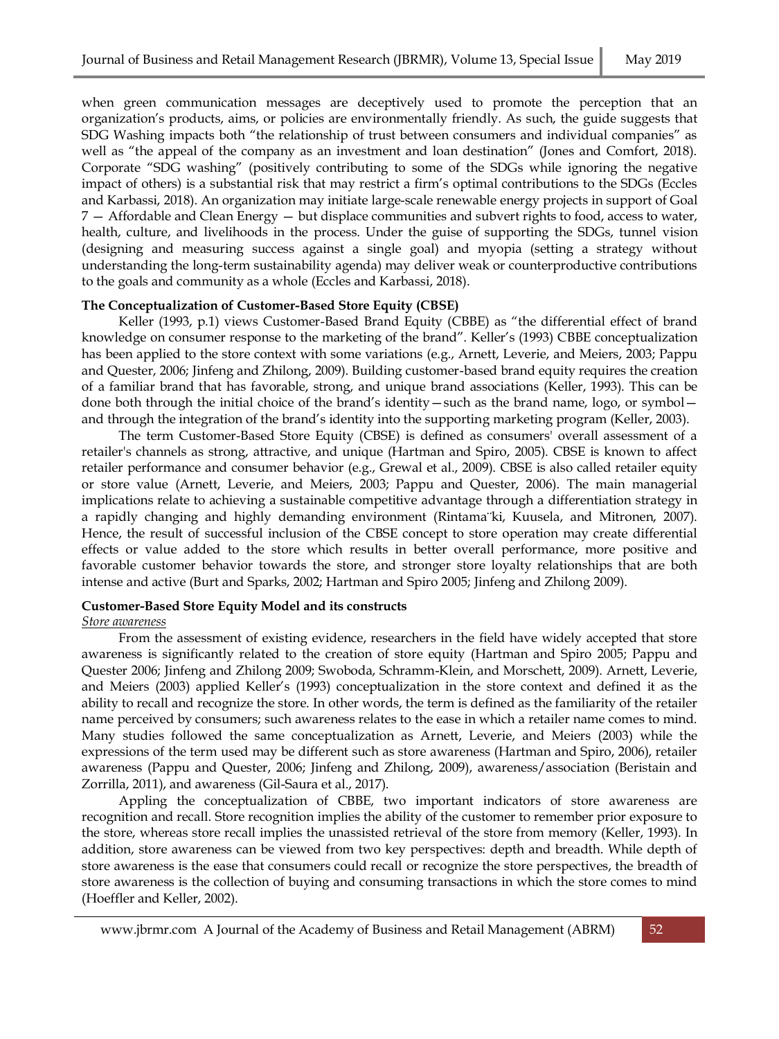when green communication messages are deceptively used to promote the perception that an organization's products, aims, or policies are environmentally friendly. As such, the guide suggests that SDG Washing impacts both "the relationship of trust between consumers and individual companies" as well as "the appeal of the company as an investment and loan destination" (Jones and Comfort, 2018). Corporate "SDG washing" (positively contributing to some of the SDGs while ignoring the negative impact of others) is a substantial risk that may restrict a firm's optimal contributions to the SDGs (Eccles and Karbassi, 2018). An organization may initiate large-scale renewable energy projects in support of Goal 7 — Affordable and Clean Energy — but displace communities and subvert rights to food, access to water, health, culture, and livelihoods in the process. Under the guise of supporting the SDGs, tunnel vision (designing and measuring success against a single goal) and myopia (setting a strategy without understanding the long-term sustainability agenda) may deliver weak or counterproductive contributions to the goals and community as a whole (Eccles and Karbassi, 2018).

**The Conceptualization of Customer-Based Store Equity (CBSE)**

Keller (1993, p.1) views Customer-Based Brand Equity (CBBE) as "the differential effect of brand knowledge on consumer response to the marketing of the brand". Keller's (1993) CBBE conceptualization has been applied to the store context with some variations (e.g., Arnett, Leverie, and Meiers, 2003; Pappu and Quester, 2006; Jinfeng and Zhilong, 2009). Building customer-based brand equity requires the creation of a familiar brand that has favorable, strong, and unique brand associations (Keller, 1993). This can be done both through the initial choice of the brand's identity—such as the brand name, logo, or symbol—and through the integration of the brand's identity into the supporting marketing program (Keller, 2003).

The term Customer-Based Store Equity (CBSE) is defined as consumers' overall assessment of a retailer's channels as strong, attractive, and unique (Hartman and Spiro, 2005). CBSE is known to affect retailer performance and consumer behavior (e.g., Grewal et al., 2009). CBSE is also called retailer equity or store value (Arnett, Leverie, and Meiers, 2003; Pappu and Quester, 2006). The main managerial implications relate to achieving a sustainable competitive advantage through a differentiation strategy in a rapidly changing and highly demanding environment (Rintama¨ki, Kuusela, and Mitronen, 2007). Hence, the result of successful inclusion of the CBSE concept to store operation may create differential effects or value added to the store which results in better overall performance, more positive and favorable customer behavior towards the store, and stronger store loyalty relationships that are both intense and active (Burt and Sparks, 2002; Hartman and Spiro 2005; Jinfeng and Zhilong 2009).

**Customer-Based Store Equity Model and its constructs**

*Store awareness*

From the assessment of existing evidence, researchers in the field have widely accepted that store awareness is significantly related to the creation of store equity (Hartman and Spiro 2005; Pappu and Quester 2006; Jinfeng and Zhilong 2009; Swoboda, Schramm-Klein, and Morschett, 2009). Arnett, Leverie, and Meiers (2003) applied Keller's (1993) conceptualization in the store context and defined it as the ability to recall and recognize the store. In other words, the term is defined as the familiarity of the retailer name perceived by consumers; such awareness relates to the ease in which a retailer name comes to mind. Many studies followed the same conceptualization as Arnett, Leverie, and Meiers (2003) while the expressions of the term used may be different such as store awareness (Hartman and Spiro, 2006), retailer awareness (Pappu and Quester, 2006; Jinfeng and Zhilong, 2009), awareness/association (Beristain and Zorrilla, 2011), and awareness (Gil-Saura et al., 2017).

Appling the conceptualization of CBBE, two important indicators of store awareness are recognition and recall. Store recognition implies the ability of the customer to remember prior exposure to the store, whereas store recall implies the unassisted retrieval of the store from memory (Keller, 1993). In addition, store awareness can be viewed from two key perspectives: depth and breadth. While depth of store awareness is the ease that consumers could recall or recognize the store perspectives, the breadth of store awareness is the collection of buying and consuming transactions in which the store comes to mind (Hoeffler and Keller, 2002).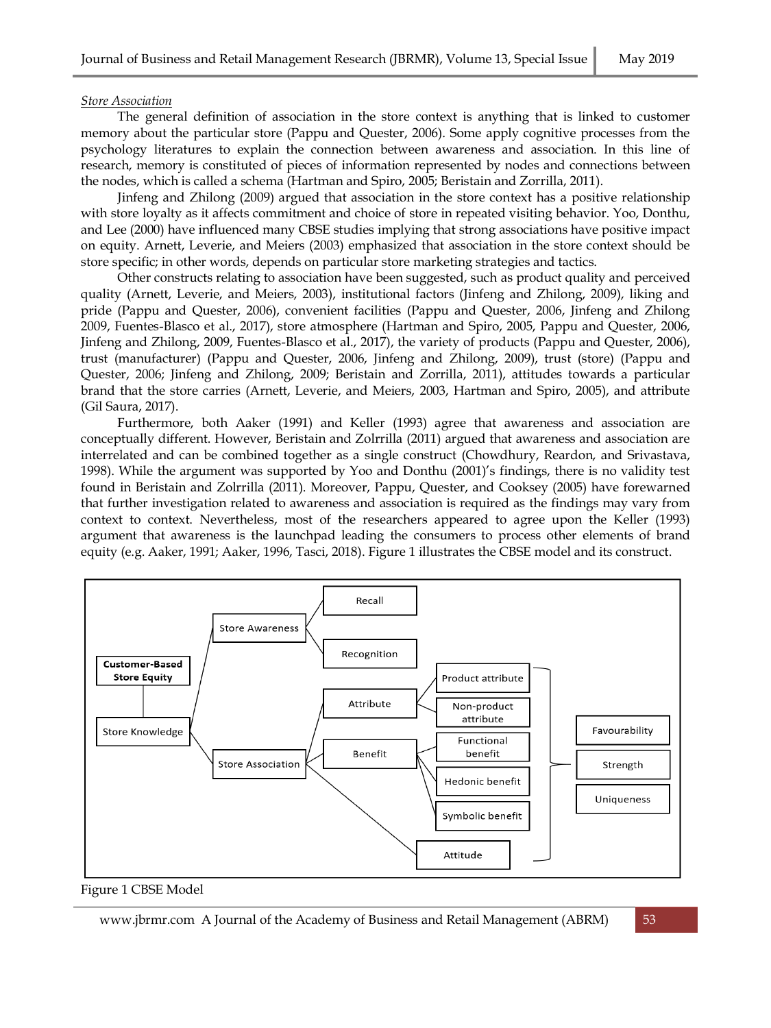*Store Association*

The general definition of association in the store context is anything that is linked to customer memory about the particular store (Pappu and Quester, 2006). Some apply cognitive processes from the psychology literatures to explain the connection between awareness and association. In this line of research, memory is constituted of pieces of information represented by nodes and connections between the nodes, which is called a schema (Hartman and Spiro, 2005; Beristain and Zorrilla, 2011).

Jinfeng and Zhilong (2009) argued that association in the store context has a positive relationship with store loyalty as it affects commitment and choice of store in repeated visiting behavior. Yoo, Donthu, and Lee (2000) have influenced many CBSE studies implying that strong associations have positive impact on equity. Arnett, Leverie, and Meiers (2003) emphasized that association in the store context should be store specific; in other words, depends on particular store marketing strategies and tactics.

Other constructs relating to association have been suggested, such as product quality and perceived quality (Arnett, Leverie, and Meiers, 2003), institutional factors (Jinfeng and Zhilong, 2009), liking and pride (Pappu and Quester, 2006), convenient facilities (Pappu and Quester, 2006, Jinfeng and Zhilong 2009, Fuentes-Blasco et al., 2017), store atmosphere (Hartman and Spiro, 2005, Pappu and Quester, 2006, Jinfeng and Zhilong, 2009, Fuentes-Blasco et al., 2017), the variety of products (Pappu and Quester, 2006), trust (manufacturer) (Pappu and Quester, 2006, Jinfeng and Zhilong, 2009), trust (store) (Pappu and Quester, 2006; Jinfeng and Zhilong, 2009; Beristain and Zorrilla, 2011), attitudes towards a particular brand that the store carries (Arnett, Leverie, and Meiers, 2003, Hartman and Spiro, 2005), and attribute (Gil Saura, 2017).

Furthermore, both Aaker (1991) and Keller (1993) agree that awareness and association are conceptually different. However, Beristain and Zolrrilla (2011) argued that awareness and association are interrelated and can be combined together as a single construct (Chowdhury, Reardon, and Srivastava, 1998). While the argument was supported by Yoo and Donthu (2001)'s findings, there is no validity test found in Beristain and Zolrrilla (2011). Moreover, Pappu, Quester, and Cooksey (2005) have forewarned that further investigation related to awareness and association is required as the findings may vary from context to context. Nevertheless, most of the researchers appeared to agree upon the Keller (1993) argument that awareness is the launchpad leading the consumers to process other elements of brand equity (e.g. Aaker, 1991; Aaker, 1996, Tasci, 2018). Figure 1 illustrates the CBSE model and its construct.

Figure 1 CBSE Model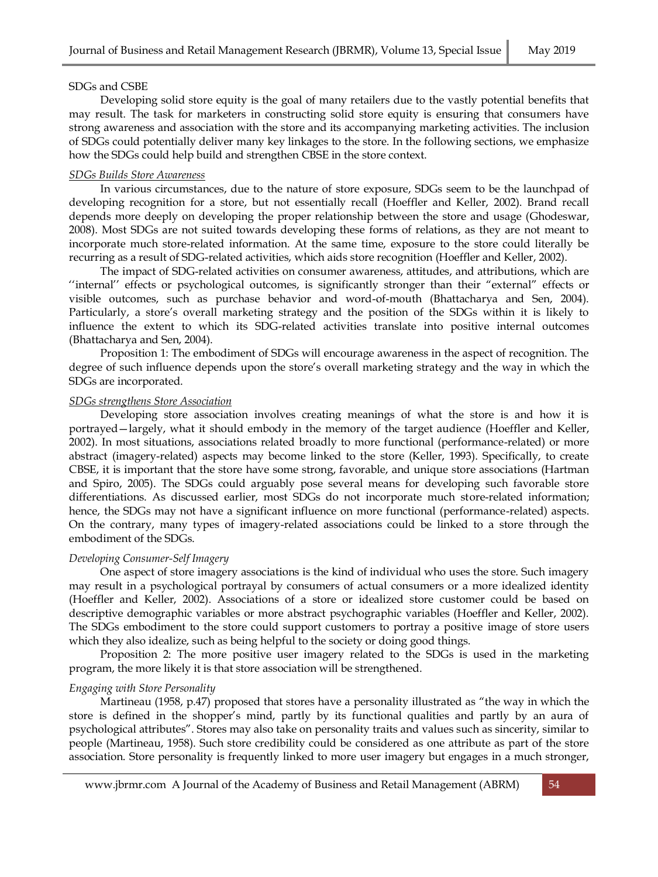### SDGs and CSBE

Developing solid store equity is the goal of many retailers due to the vastly potential benefits that may result. The task for marketers in constructing solid store equity is ensuring that consumers have strong awareness and association with the store and its accompanying marketing activities. The inclusion of SDGs could potentially deliver many key linkages to the store. In the following sections, we emphasize how the SDGs could help build and strengthen CBSE in the store context.

#### _SDGs Builds Store Awareness_

In various circumstances, due to the nature of store exposure, SDGs seem to be the launchpad of developing recognition for a store, but not essentially recall (Hoeffler and Keller, 2002). Brand recall depends more deeply on developing the proper relationship between the store and usage (Ghodeswar, 2008). Most SDGs are not suited towards developing these forms of relations, as they are not meant to incorporate much store-related information. At the same time, exposure to the store could literally be recurring as a result of SDG-related activities, which aids store recognition (Hoeffler and Keller, 2002).

The impact of SDG-related activities on consumer awareness, attitudes, and attributions, which are ''internal'' effects or psychological outcomes, is significantly stronger than their "external" effects or visible outcomes, such as purchase behavior and word-of-mouth (Bhattacharya and Sen, 2004). Particularly, a store's overall marketing strategy and the position of the SDGs within it is likely to influence the extent to which its SDG-related activities translate into positive internal outcomes (Bhattacharya and Sen, 2004).

Proposition 1: The embodiment of SDGs will encourage awareness in the aspect of recognition. The degree of such influence depends upon the store's overall marketing strategy and the way in which the SDGs are incorporated.

#### _SDGs strengthens Store Association_

Developing store association involves creating meanings of what the store is and how it is portrayed—largely, what it should embody in the memory of the target audience (Hoeffler and Keller, 2002). In most situations, associations related broadly to more functional (performance-related) or more abstract (imagery-related) aspects may become linked to the store (Keller, 1993). Specifically, to create CBSE, it is important that the store have some strong, favorable, and unique store associations (Hartman and Spiro, 2005). The SDGs could arguably pose several means for developing such favorable store differentiations. As discussed earlier, most SDGs do not incorporate much store-related information; hence, the SDGs may not have a significant influence on more functional (performance-related) aspects. On the contrary, many types of imagery-related associations could be linked to a store through the embodiment of the SDGs.

#### *Developing Consumer-Self Imagery*

One aspect of store imagery associations is the kind of individual who uses the store. Such imagery may result in a psychological portrayal by consumers of actual consumers or a more idealized identity (Hoeffler and Keller, 2002). Associations of a store or idealized store customer could be based on descriptive demographic variables or more abstract psychographic variables (Hoeffler and Keller, 2002). The SDGs embodiment to the store could support customers to portray a positive image of store users which they also idealize, such as being helpful to the society or doing good things.

Proposition 2: The more positive user imagery related to the SDGs is used in the marketing program, the more likely it is that store association will be strengthened.

#### *Engaging with Store Personality*

Martineau (1958, p.47) proposed that stores have a personality illustrated as "the way in which the store is defined in the shopper's mind, partly by its functional qualities and partly by an aura of psychological attributes". Stores may also take on personality traits and values such as sincerity, similar to people (Martineau, 1958). Such store credibility could be considered as one attribute as part of the store association. Store personality is frequently linked to more user imagery but engages in a much stronger,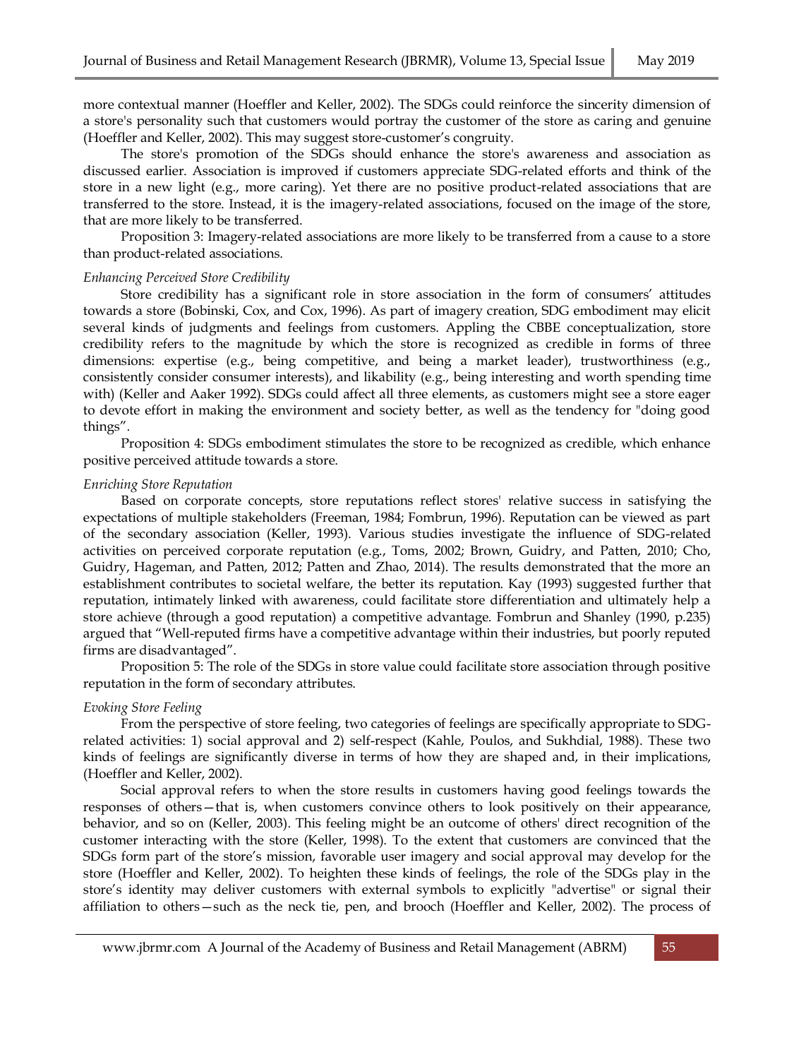more contextual manner (Hoeffler and Keller, 2002). The SDGs could reinforce the sincerity dimension of a store's personality such that customers would portray the customer of the store as caring and genuine (Hoeffler and Keller, 2002). This may suggest store-customer's congruity.

The store's promotion of the SDGs should enhance the store's awareness and association as discussed earlier. Association is improved if customers appreciate SDG-related efforts and think of the store in a new light (e.g., more caring). Yet there are no positive product-related associations that are transferred to the store. Instead, it is the imagery-related associations, focused on the image of the store, that are more likely to be transferred.

Proposition 3: Imagery-related associations are more likely to be transferred from a cause to a store than product-related associations.

*Enhancing Perceived Store Credibility*

Store credibility has a significant role in store association in the form of consumers' attitudes towards a store (Bobinski, Cox, and Cox, 1996). As part of imagery creation, SDG embodiment may elicit several kinds of judgments and feelings from customers. Appling the CBBE conceptualization, store credibility refers to the magnitude by which the store is recognized as credible in forms of three dimensions: expertise (e.g., being competitive, and being a market leader), trustworthiness (e.g., consistently consider consumer interests), and likability (e.g., being interesting and worth spending time with) (Keller and Aaker 1992). SDGs could affect all three elements, as customers might see a store eager to devote effort in making the environment and society better, as well as the tendency for "doing good things".

Proposition 4: SDGs embodiment stimulates the store to be recognized as credible, which enhance positive perceived attitude towards a store.

*Enriching Store Reputation*

Based on corporate concepts, store reputations reflect stores' relative success in satisfying the expectations of multiple stakeholders (Freeman, 1984; Fombrun, 1996). Reputation can be viewed as part of the secondary association (Keller, 1993). Various studies investigate the influence of SDG-related activities on perceived corporate reputation (e.g., Toms, 2002; Brown, Guidry, and Patten, 2010; Cho, Guidry, Hageman, and Patten, 2012; Patten and Zhao, 2014). The results demonstrated that the more an establishment contributes to societal welfare, the better its reputation. Kay (1993) suggested further that reputation, intimately linked with awareness, could facilitate store differentiation and ultimately help a store achieve (through a good reputation) a competitive advantage. Fombrun and Shanley (1990, p.235) argued that "Well-reputed firms have a competitive advantage within their industries, but poorly reputed firms are disadvantaged".

Proposition 5: The role of the SDGs in store value could facilitate store association through positive reputation in the form of secondary attributes.

*Evoking Store Feeling*

From the perspective of store feeling, two categories of feelings are specifically appropriate to SDG-related activities: 1) social approval and 2) self-respect (Kahle, Poulos, and Sukhdial, 1988). These two kinds of feelings are significantly diverse in terms of how they are shaped and, in their implications, (Hoeffler and Keller, 2002).

Social approval refers to when the store results in customers having good feelings towards the responses of others—that is, when customers convince others to look positively on their appearance, behavior, and so on (Keller, 2003). This feeling might be an outcome of others' direct recognition of the customer interacting with the store (Keller, 1998). To the extent that customers are convinced that the SDGs form part of the store's mission, favorable user imagery and social approval may develop for the store (Hoeffler and Keller, 2002). To heighten these kinds of feelings, the role of the SDGs play in the store's identity may deliver customers with external symbols to explicitly "advertise" or signal their affiliation to others—such as the neck tie, pen, and brooch (Hoeffler and Keller, 2002). The process of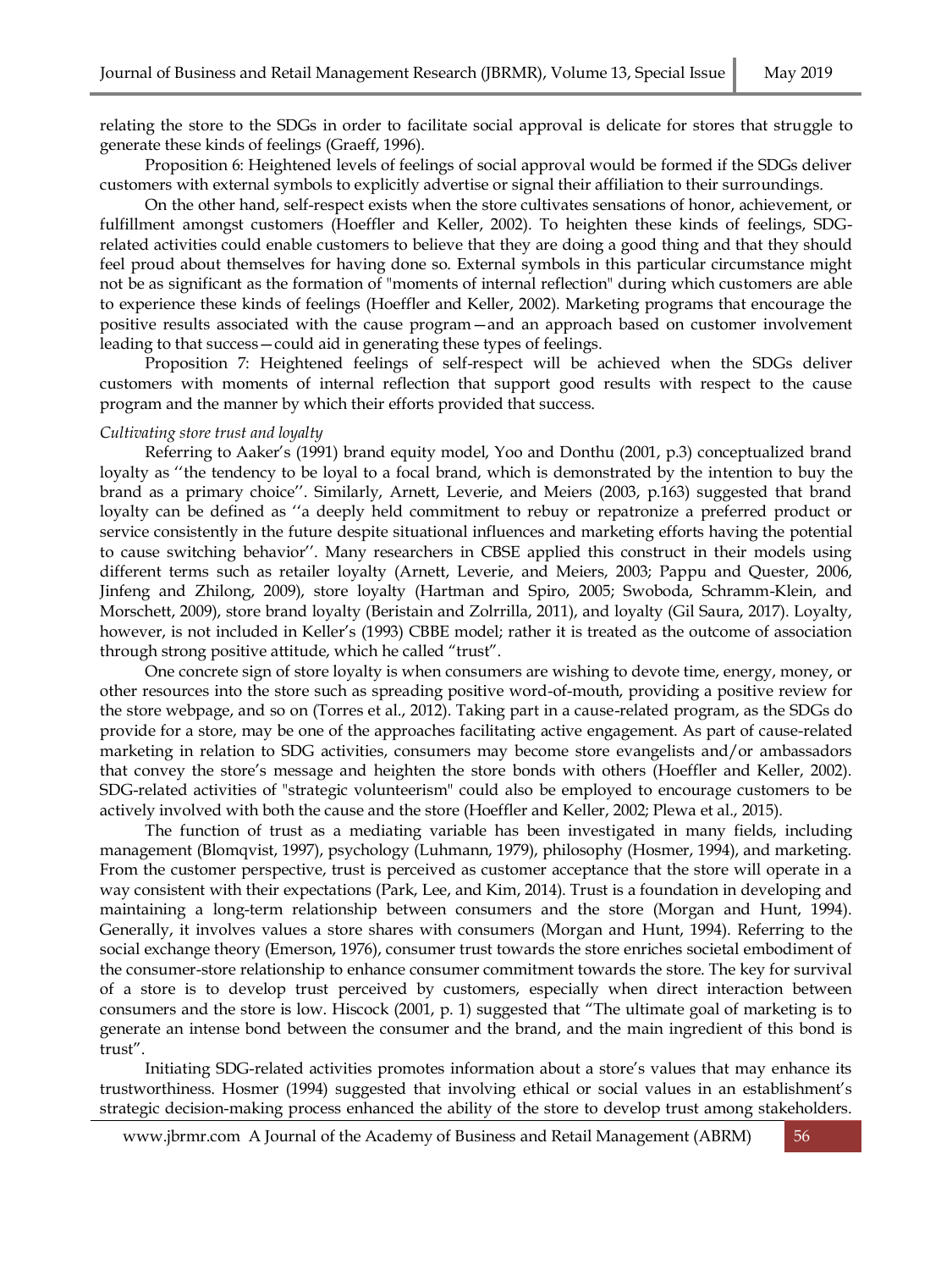relating the store to the SDGs in order to facilitate social approval is delicate for stores that struggle to generate these kinds of feelings (Graeff, 1996).

Proposition 6: Heightened levels of feelings of social approval would be formed if the SDGs deliver customers with external symbols to explicitly advertise or signal their affiliation to their surroundings.

On the other hand, self-respect exists when the store cultivates sensations of honor, achievement, or fulfillment amongst customers (Hoeffler and Keller, 2002). To heighten these kinds of feelings, SDG-related activities could enable customers to believe that they are doing a good thing and that they should feel proud about themselves for having done so. External symbols in this particular circumstance might not be as significant as the formation of "moments of internal reflection" during which customers are able to experience these kinds of feelings (Hoeffler and Keller, 2002). Marketing programs that encourage the positive results associated with the cause program—and an approach based on customer involvement leading to that success—could aid in generating these types of feelings.

Proposition 7: Heightened feelings of self-respect will be achieved when the SDGs deliver customers with moments of internal reflection that support good results with respect to the cause program and the manner by which their efforts provided that success.

*Cultivating store trust and loyalty*

Referring to Aaker's (1991) brand equity model, Yoo and Donthu (2001, p.3) conceptualized brand loyalty as ''the tendency to be loyal to a focal brand, which is demonstrated by the intention to buy the brand as a primary choice''. Similarly, Arnett, Leverie, and Meiers (2003, p.163) suggested that brand loyalty can be defined as ''a deeply held commitment to rebuy or repatronize a preferred product or service consistently in the future despite situational influences and marketing efforts having the potential to cause switching behavior''. Many researchers in CBSE applied this construct in their models using different terms such as retailer loyalty (Arnett, Leverie, and Meiers, 2003; Pappu and Quester, 2006, Jinfeng and Zhilong, 2009), store loyalty (Hartman and Spiro, 2005; Swoboda, Schramm-Klein, and Morschett, 2009), store brand loyalty (Beristain and Zolrrilla, 2011), and loyalty (Gil Saura, 2017). Loyalty, however, is not included in Keller's (1993) CBBE model; rather it is treated as the outcome of association through strong positive attitude, which he called "trust".

One concrete sign of store loyalty is when consumers are wishing to devote time, energy, money, or other resources into the store such as spreading positive word-of-mouth, providing a positive review for the store webpage, and so on (Torres et al., 2012). Taking part in a cause-related program, as the SDGs do provide for a store, may be one of the approaches facilitating active engagement. As part of cause-related marketing in relation to SDG activities, consumers may become store evangelists and/or ambassadors that convey the store's message and heighten the store bonds with others (Hoeffler and Keller, 2002). SDG-related activities of "strategic volunteerism" could also be employed to encourage customers to be actively involved with both the cause and the store (Hoeffler and Keller, 2002; Plewa et al., 2015).

The function of trust as a mediating variable has been investigated in many fields, including management (Blomqvist, 1997), psychology (Luhmann, 1979), philosophy (Hosmer, 1994), and marketing. From the customer perspective, trust is perceived as customer acceptance that the store will operate in a way consistent with their expectations (Park, Lee, and Kim, 2014). Trust is a foundation in developing and maintaining a long-term relationship between consumers and the store (Morgan and Hunt, 1994). Generally, it involves values a store shares with consumers (Morgan and Hunt, 1994). Referring to the social exchange theory (Emerson, 1976), consumer trust towards the store enriches societal embodiment of the consumer-store relationship to enhance consumer commitment towards the store. The key for survival of a store is to develop trust perceived by customers, especially when direct interaction between consumers and the store is low. Hiscock (2001, p. 1) suggested that "The ultimate goal of marketing is to generate an intense bond between the consumer and the brand, and the main ingredient of this bond is trust".

Initiating SDG-related activities promotes information about a store's values that may enhance its trustworthiness. Hosmer (1994) suggested that involving ethical or social values in an establishment's strategic decision-making process enhanced the ability of the store to develop trust among stakeholders.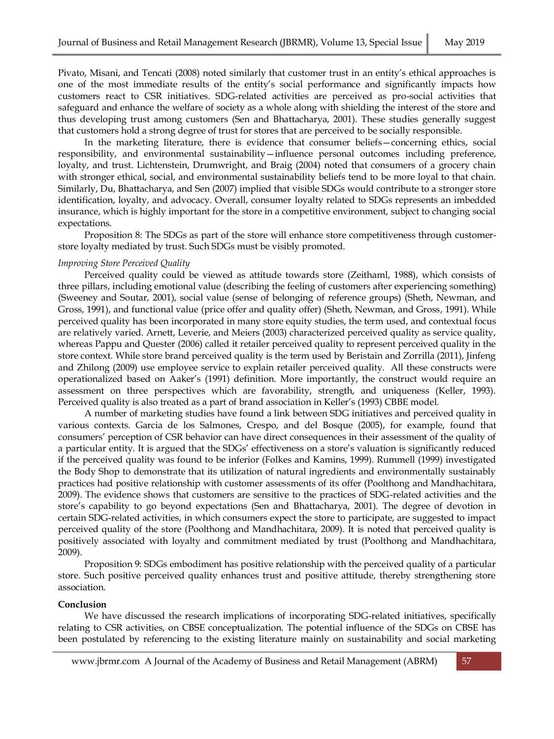Pivato, Misani, and Tencati (2008) noted similarly that customer trust in an entity's ethical approaches is one of the most immediate results of the entity's social performance and significantly impacts how customers react to CSR initiatives. SDG-related activities are perceived as pro-social activities that safeguard and enhance the welfare of society as a whole along with shielding the interest of the store and thus developing trust among customers (Sen and Bhattacharya, 2001). These studies generally suggest that customers hold a strong degree of trust for stores that are perceived to be socially responsible.

In the marketing literature, there is evidence that consumer beliefs—concerning ethics, social responsibility, and environmental sustainability—influence personal outcomes including preference, loyalty, and trust. Lichtenstein, Drumwright, and Braig (2004) noted that consumers of a grocery chain with stronger ethical, social, and environmental sustainability beliefs tend to be more loyal to that chain. Similarly, Du, Bhattacharya, and Sen (2007) implied that visible SDGs would contribute to a stronger store identification, loyalty, and advocacy. Overall, consumer loyalty related to SDGs represents an imbedded insurance, which is highly important for the store in a competitive environment, subject to changing social expectations.

Proposition 8: The SDGs as part of the store will enhance store competitiveness through customer-store loyalty mediated by trust. Such SDGs must be visibly promoted.

*Improving Store Perceived Quality*

Perceived quality could be viewed as attitude towards store (Zeithaml, 1988), which consists of three pillars, including emotional value (describing the feeling of customers after experiencing something) (Sweeney and Soutar, 2001), social value (sense of belonging of reference groups) (Sheth, Newman, and Gross, 1991), and functional value (price offer and quality offer) (Sheth, Newman, and Gross, 1991). While perceived quality has been incorporated in many store equity studies, the term used, and contextual focus are relatively varied. Arnett, Leverie, and Meiers (2003) characterized perceived quality as service quality, whereas Pappu and Quester (2006) called it retailer perceived quality to represent perceived quality in the store context. While store brand perceived quality is the term used by Beristain and Zorrilla (2011), Jinfeng and Zhilong (2009) use employee service to explain retailer perceived quality. All these constructs were operationalized based on Aaker's (1991) definition. More importantly, the construct would require an assessment on three perspectives which are favorability, strength, and uniqueness (Keller, 1993). Perceived quality is also treated as a part of brand association in Keller's (1993) CBBE model.

A number of marketing studies have found a link between SDG initiatives and perceived quality in various contexts. Garcia de los Salmones, Crespo, and del Bosque (2005), for example, found that consumers' perception of CSR behavior can have direct consequences in their assessment of the quality of a particular entity. It is argued that the SDGs' effectiveness on a store's valuation is significantly reduced if the perceived quality was found to be inferior (Folkes and Kamins, 1999). Rummell (1999) investigated the Body Shop to demonstrate that its utilization of natural ingredients and environmentally sustainably practices had positive relationship with customer assessments of its offer (Poolthong and Mandhachitara, 2009). The evidence shows that customers are sensitive to the practices of SDG-related activities and the store's capability to go beyond expectations (Sen and Bhattacharya, 2001). The degree of devotion in certain SDG-related activities, in which consumers expect the store to participate, are suggested to impact perceived quality of the store (Poolthong and Mandhachitara, 2009). It is noted that perceived quality is positively associated with loyalty and commitment mediated by trust (Poolthong and Mandhachitara, 2009).

Proposition 9: SDGs embodiment has positive relationship with the perceived quality of a particular store. Such positive perceived quality enhances trust and positive attitude, thereby strengthening store association.

**Conclusion**

We have discussed the research implications of incorporating SDG-related initiatives, specifically relating to CSR activities, on CBSE conceptualization. The potential influence of the SDGs on CBSE has been postulated by referencing to the existing literature mainly on sustainability and social marketing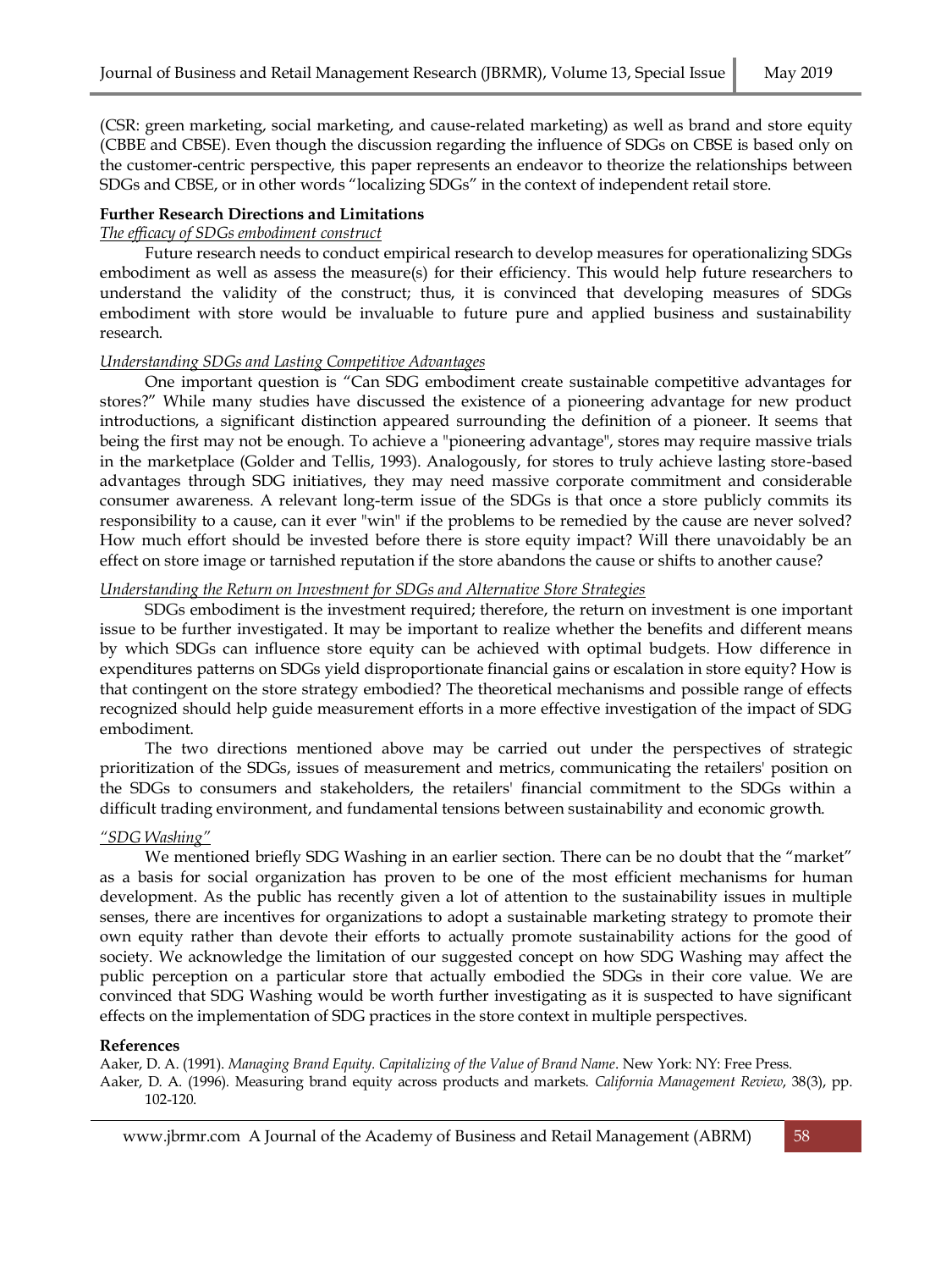(CSR: green marketing, social marketing, and cause-related marketing) as well as brand and store equity (CBBE and CBSE). Even though the discussion regarding the influence of SDGs on CBSE is based only on the customer-centric perspective, this paper represents an endeavor to theorize the relationships between SDGs and CBSE, or in other words "localizing SDGs" in the context of independent retail store.

## Further Research Directions and Limitations

### *The efficacy of SDGs embodiment construct*

Future research needs to conduct empirical research to develop measures for operationalizing SDGs embodiment as well as assess the measure(s) for their efficiency. This would help future researchers to understand the validity of the construct; thus, it is convinced that developing measures of SDGs embodiment with store would be invaluable to future pure and applied business and sustainability research.

### *Understanding SDGs and Lasting Competitive Advantages*

One important question is "Can SDG embodiment create sustainable competitive advantages for stores?" While many studies have discussed the existence of a pioneering advantage for new product introductions, a significant distinction appeared surrounding the definition of a pioneer. It seems that being the first may not be enough. To achieve a "pioneering advantage", stores may require massive trials in the marketplace (Golder and Tellis, 1993). Analogously, for stores to truly achieve lasting store-based advantages through SDG initiatives, they may need massive corporate commitment and considerable consumer awareness. A relevant long-term issue of the SDGs is that once a store publicly commits its responsibility to a cause, can it ever "win" if the problems to be remedied by the cause are never solved? How much effort should be invested before there is store equity impact? Will there unavoidably be an effect on store image or tarnished reputation if the store abandons the cause or shifts to another cause?

### *Understanding the Return on Investment for SDGs and Alternative Store Strategies*

SDGs embodiment is the investment required; therefore, the return on investment is one important issue to be further investigated. It may be important to realize whether the benefits and different means by which SDGs can influence store equity can be achieved with optimal budgets. How difference in expenditures patterns on SDGs yield disproportionate financial gains or escalation in store equity? How is that contingent on the store strategy embodied? The theoretical mechanisms and possible range of effects recognized should help guide measurement efforts in a more effective investigation of the impact of SDG embodiment.

The two directions mentioned above may be carried out under the perspectives of strategic prioritization of the SDGs, issues of measurement and metrics, communicating the retailers' position on the SDGs to consumers and stakeholders, the retailers' financial commitment to the SDGs within a difficult trading environment, and fundamental tensions between sustainability and economic growth.

### *"SDG Washing"*

We mentioned briefly SDG Washing in an earlier section. There can be no doubt that the "market" as a basis for social organization has proven to be one of the most efficient mechanisms for human development. As the public has recently given a lot of attention to the sustainability issues in multiple senses, there are incentives for organizations to adopt a sustainable marketing strategy to promote their own equity rather than devote their efforts to actually promote sustainability actions for the good of society. We acknowledge the limitation of our suggested concept on how SDG Washing may affect the public perception on a particular store that actually embodied the SDGs in their core value. We are convinced that SDG Washing would be worth further investigating as it is suspected to have significant effects on the implementation of SDG practices in the store context in multiple perspectives.

## References

Aaker, D. A. (1991). *Managing Brand Equity. Capitalizing of the Value of Brand Name*. New York: NY: Free Press.

Aaker, D. A. (1996). Measuring brand equity across products and markets. *California Management Review*, 38(3), pp. 102-120.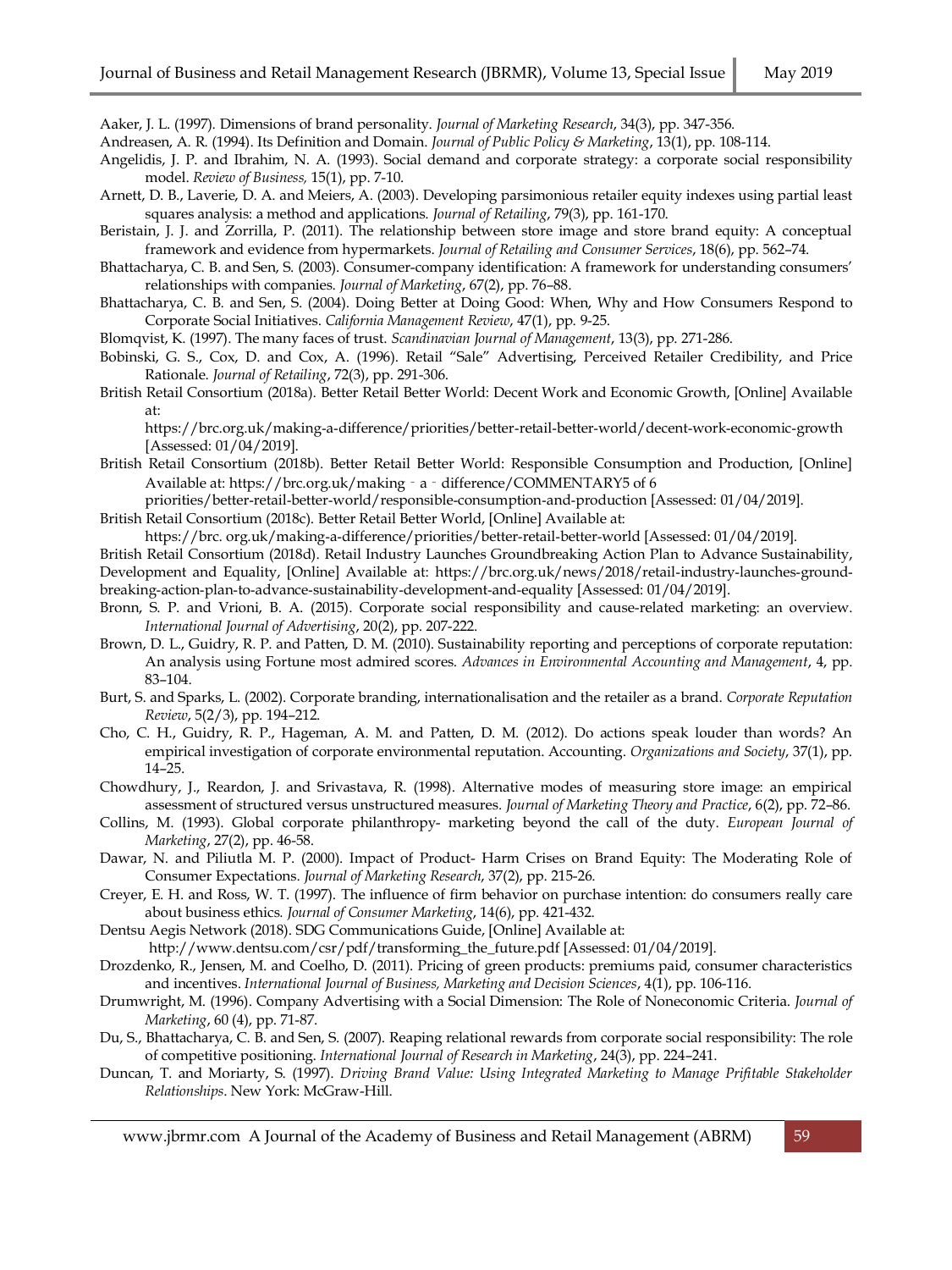Aaker, J. L. (1997). Dimensions of brand personality. *Journal of Marketing Research*, 34(3), pp. 347-356.

Andreasen, A. R. (1994). Its Definition and Domain. *Journal of Public Policy & Marketing*, 13(1), pp. 108-114.

Angelidis, J. P. and Ibrahim, N. A. (1993). Social demand and corporate strategy: a corporate social responsibility model. *Review of Business,* 15(1), pp. 7-10.

Arnett, D. B., Laverie, D. A. and Meiers, A. (2003). Developing parsimonious retailer equity indexes using partial least squares analysis: a method and applications. *Journal of Retailing*, 79(3), pp. 161-170.

Beristain, J. J. and Zorrilla, P. (2011). The relationship between store image and store brand equity: A conceptual framework and evidence from hypermarkets. *Journal of Retailing and Consumer Services*, 18(6), pp. 562–74.

Bhattacharya, C. B. and Sen, S. (2003). Consumer-company identification: A framework for understanding consumers' relationships with companies. *Journal of Marketing*, 67(2), pp. 76–88.

Bhattacharya, C. B. and Sen, S. (2004). Doing Better at Doing Good: When, Why and How Consumers Respond to Corporate Social Initiatives. *California Management Review*, 47(1), pp. 9-25.

Blomqvist, K. (1997). The many faces of trust. *Scandinavian Journal of Management*, 13(3), pp. 271-286.

Bobinski, G. S., Cox, D. and Cox, A. (1996). Retail "Sale" Advertising, Perceived Retailer Credibility, and Price Rationale. *Journal of Retailing*, 72(3), pp. 291-306.

British Retail Consortium (2018a). Better Retail Better World: Decent Work and Economic Growth, [Online] Available at: https://brc.org.uk/making-a-difference/priorities/better-retail-better-world/decent-work-economic-growth [Assessed: 01/04/2019].

British Retail Consortium (2018b). Better Retail Better World: Responsible Consumption and Production, [Online] Available at: https://brc.org.uk/making‐a‐difference/COMMENTARY5 of 6 priorities/better-retail-better-world/responsible-consumption-and-production [Assessed: 01/04/2019].

British Retail Consortium (2018c). Better Retail Better World, [Online] Available at: https://brc. org.uk/making-a-difference/priorities/better-retail-better-world [Assessed: 01/04/2019].

British Retail Consortium (2018d). Retail Industry Launches Groundbreaking Action Plan to Advance Sustainability, Development and Equality, [Online] Available at: https://brc.org.uk/news/2018/retail-industry-launches-ground-breaking-action-plan-to-advance-sustainability-development-and-equality [Assessed: 01/04/2019].

Bronn, S. P. and Vrioni, B. A. (2015). Corporate social responsibility and cause-related marketing: an overview. *International Journal of Advertising*, 20(2), pp. 207-222.

Brown, D. L., Guidry, R. P. and Patten, D. M. (2010). Sustainability reporting and perceptions of corporate reputation: An analysis using Fortune most admired scores. *Advances in Environmental Accounting and Management*, 4, pp. 83–104.

Burt, S. and Sparks, L. (2002). Corporate branding, internationalisation and the retailer as a brand. *Corporate Reputation Review*, 5(2/3), pp. 194–212.

Cho, C. H., Guidry, R. P., Hageman, A. M. and Patten, D. M. (2012). Do actions speak louder than words? An empirical investigation of corporate environmental reputation. Accounting. *Organizations and Society*, 37(1), pp. 14–25.

Chowdhury, J., Reardon, J. and Srivastava, R. (1998). Alternative modes of measuring store image: an empirical assessment of structured versus unstructured measures. *Journal of Marketing Theory and Practice*, 6(2), pp. 72–86.

Collins, M. (1993). Global corporate philanthropy- marketing beyond the call of the duty. *European Journal of Marketing*, 27(2), pp. 46-58.

Dawar, N. and Piliutla M. P. (2000). Impact of Product- Harm Crises on Brand Equity: The Moderating Role of Consumer Expectations. *Journal of Marketing Research*, 37(2), pp. 215-26.

Creyer, E. H. and Ross, W. T. (1997). The influence of firm behavior on purchase intention: do consumers really care about business ethics. *Journal of Consumer Marketing*, 14(6), pp. 421-432.

Dentsu Aegis Network (2018). SDG Communications Guide, [Online] Available at: http://www.dentsu.com/csr/pdf/transforming_the_future.pdf [Assessed: 01/04/2019].

Drozdenko, R., Jensen, M. and Coelho, D. (2011). Pricing of green products: premiums paid, consumer characteristics and incentives. *International Journal of Business, Marketing and Decision Sciences*, 4(1), pp. 106-116.

Drumwright, M. (1996). Company Advertising with a Social Dimension: The Role of Noneconomic Criteria. *Journal of Marketing*, 60 (4), pp. 71-87.

Du, S., Bhattacharya, C. B. and Sen, S. (2007). Reaping relational rewards from corporate social responsibility: The role of competitive positioning. *International Journal of Research in Marketing*, 24(3), pp. 224–241.

Duncan, T. and Moriarty, S. (1997). *Driving Brand Value: Using Integrated Marketing to Manage Prifitable Stakeholder Relationships*. New York: McGraw-Hill.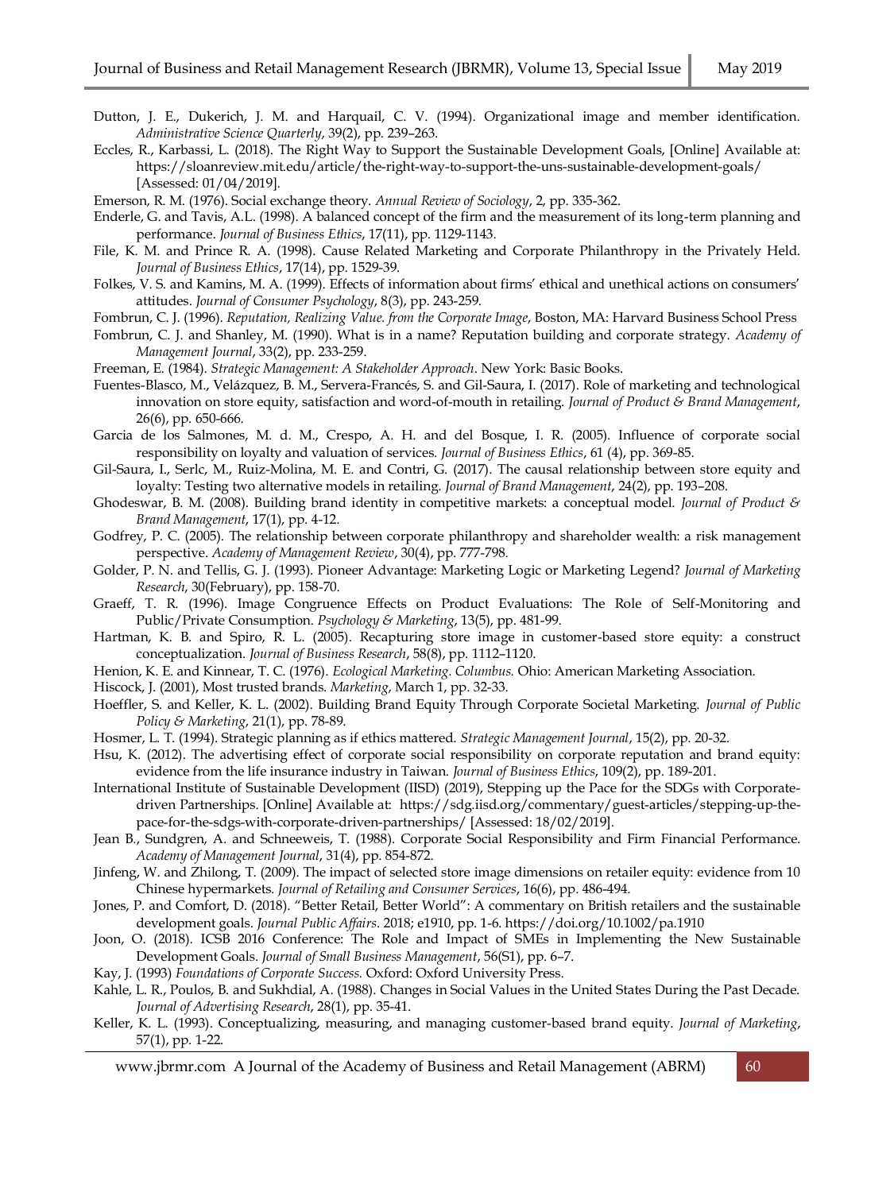Dutton, J. E., Dukerich, J. M. and Harquail, C. V. (1994). Organizational image and member identification. *Administrative Science Quarterly*, 39(2), pp. 239–263.

Eccles, R., Karbassi, L. (2018). The Right Way to Support the Sustainable Development Goals, [Online] Available at: https://sloanreview.mit.edu/article/the-right-way-to-support-the-uns-sustainable-development-goals/ [Assessed: 01/04/2019].

Emerson, R. M. (1976). Social exchange theory. *Annual Review of Sociology*, 2, pp. 335-362.

Enderle, G. and Tavis, A.L. (1998). A balanced concept of the firm and the measurement of its long-term planning and performance. *Journal of Business Ethics*, 17(11), pp. 1129-1143.

File, K. M. and Prince R. A. (1998). Cause Related Marketing and Corporate Philanthropy in the Privately Held. *Journal of Business Ethics*, 17(14), pp. 1529-39.

Folkes, V. S. and Kamins, M. A. (1999). Effects of information about firms' ethical and unethical actions on consumers' attitudes. *Journal of Consumer Psychology*, 8(3), pp. 243-259.

Fombrun, C. J. (1996). *Reputation, Realizing Value. from the Corporate Image*, Boston, MA: Harvard Business School Press

Fombrun, C. J. and Shanley, M. (1990). What is in a name? Reputation building and corporate strategy. *Academy of Management Journal*, 33(2), pp. 233-259.

Freeman, E. (1984). *Strategic Management: A Stakeholder Approach*. New York: Basic Books.

Fuentes-Blasco, M., Velázquez, B. M., Servera-Francés, S. and Gil-Saura, I. (2017). Role of marketing and technological innovation on store equity, satisfaction and word-of-mouth in retailing. *Journal of Product & Brand Management*, 26(6), pp. 650-666.

Garcia de los Salmones, M. d. M., Crespo, A. H. and del Bosque, I. R. (2005). Influence of corporate social responsibility on loyalty and valuation of services. *Journal of Business Ethics*, 61 (4), pp. 369-85.

Gil-Saura, I., Serlc, M., Ruiz-Molina, M. E. and Contri, G. (2017). The causal relationship between store equity and loyalty: Testing two alternative models in retailing. *Journal of Brand Management*, 24(2), pp. 193–208.

Ghodeswar, B. M. (2008). Building brand identity in competitive markets: a conceptual model. *Journal of Product & Brand Management*, 17(1), pp. 4-12.

Godfrey, P. C. (2005). The relationship between corporate philanthropy and shareholder wealth: a risk management perspective. *Academy of Management Review*, 30(4), pp. 777-798.

Golder, P. N. and Tellis, G. J. (1993). Pioneer Advantage: Marketing Logic or Marketing Legend? *Journal of Marketing Research*, 30(February), pp. 158-70.

Graeff, T. R. (1996). Image Congruence Effects on Product Evaluations: The Role of Self-Monitoring and Public/Private Consumption. *Psychology & Marketing*, 13(5), pp. 481-99.

Hartman, K. B. and Spiro, R. L. (2005). Recapturing store image in customer-based store equity: a construct conceptualization. *Journal of Business Research*, 58(8), pp. 1112–1120.

Henion, K. E. and Kinnear, T. C. (1976). *Ecological Marketing. Columbus.* Ohio: American Marketing Association.

Hiscock, J. (2001), Most trusted brands. *Marketing*, March 1, pp. 32-33.

Hoeffler, S. and Keller, K. L. (2002). Building Brand Equity Through Corporate Societal Marketing. *Journal of Public Policy & Marketing*, 21(1), pp. 78-89.

Hosmer, L. T. (1994). Strategic planning as if ethics mattered. *Strategic Management Journal*, 15(2), pp. 20-32.

Hsu, K. (2012). The advertising effect of corporate social responsibility on corporate reputation and brand equity: evidence from the life insurance industry in Taiwan. *Journal of Business Ethics*, 109(2), pp. 189-201.

International Institute of Sustainable Development (IISD) (2019), Stepping up the Pace for the SDGs with Corporate-driven Partnerships. [Online] Available at: https://sdg.iisd.org/commentary/guest-articles/stepping-up-the-pace-for-the-sdgs-with-corporate-driven-partnerships/ [Assessed: 18/02/2019].

Jean B., Sundgren, A. and Schneeweis, T. (1988). Corporate Social Responsibility and Firm Financial Performance. *Academy of Management Journal*, 31(4), pp. 854-872.

Jinfeng, W. and Zhilong, T. (2009). The impact of selected store image dimensions on retailer equity: evidence from 10 Chinese hypermarkets. *Journal of Retailing and Consumer Services*, 16(6), pp. 486-494.

Jones, P. and Comfort, D. (2018). "Better Retail, Better World": A commentary on British retailers and the sustainable development goals. *Journal Public Affairs*. 2018; e1910, pp. 1-6. https://doi.org/10.1002/pa.1910

Joon, O. (2018). ICSB 2016 Conference: The Role and Impact of SMEs in Implementing the New Sustainable Development Goals. *Journal of Small Business Management*, 56(S1), pp. 6–7.

Kay, J. (1993) *Foundations of Corporate Success.* Oxford: Oxford University Press.

Kahle, L. R., Poulos, B. and Sukhdial, A. (1988). Changes in Social Values in the United States During the Past Decade. *Journal of Advertising Research*, 28(1), pp. 35-41.

Keller, K. L. (1993). Conceptualizing, measuring, and managing customer-based brand equity. *Journal of Marketing*, 57(1), pp. 1-22.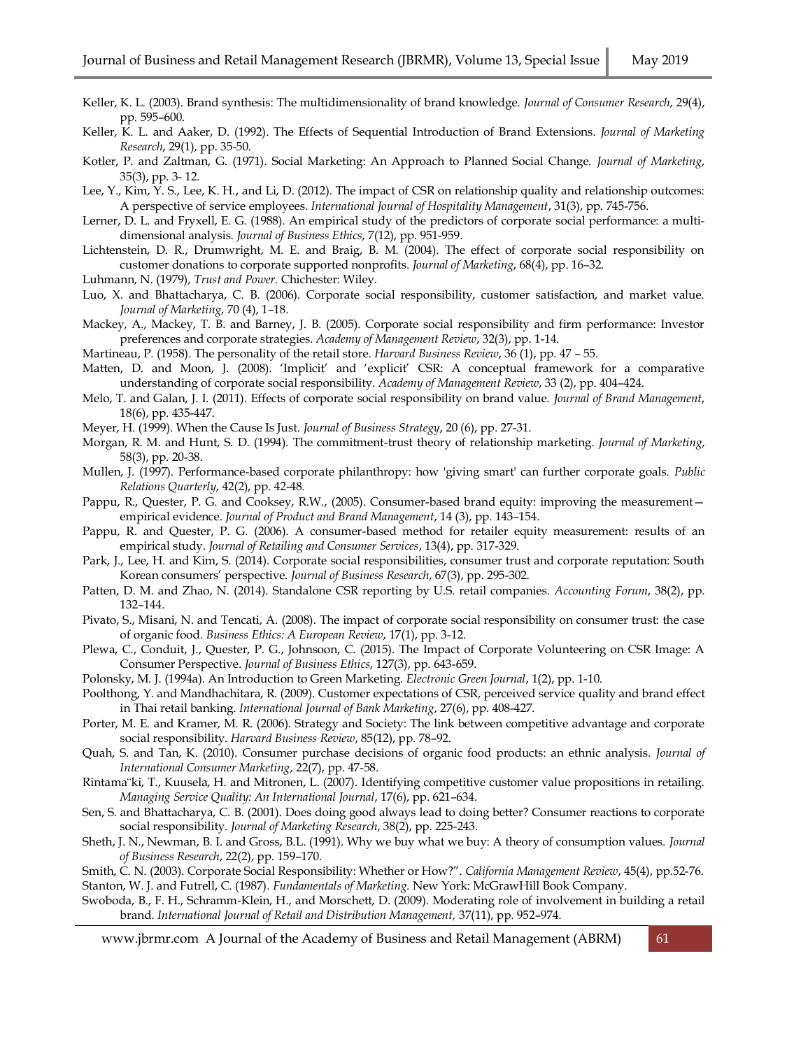Keller, K. L. (2003). Brand synthesis: The multidimensionality of brand knowledge. *Journal of Consumer Research*, 29(4), pp. 595–600.

Keller, K. L. and Aaker, D. (1992). The Effects of Sequential Introduction of Brand Extensions. *Journal of Marketing Research*, 29(1), pp. 35-50.

Kotler, P. and Zaltman, G. (1971). Social Marketing: An Approach to Planned Social Change. *Journal of Marketing*, 35(3), pp. 3- 12.

Lee, Y., Kim, Y. S., Lee, K. H., and Li, D. (2012). The impact of CSR on relationship quality and relationship outcomes: A perspective of service employees. *International Journal of Hospitality Management*, 31(3), pp. 745-756.

Lerner, D. L. and Fryxell, E. G. (1988). An empirical study of the predictors of corporate social performance: a multi-dimensional analysis. *Journal of Business Ethics*, 7(12), pp. 951-959.

Lichtenstein, D. R., Drumwright, M. E. and Braig, B. M. (2004). The effect of corporate social responsibility on customer donations to corporate supported nonprofits. *Journal of Marketing*, 68(4), pp. 16–32.

Luhmann, N. (1979), *Trust and Power.* Chichester: Wiley.

Luo, X. and Bhattacharya, C. B. (2006). Corporate social responsibility, customer satisfaction, and market value. *Journal of Marketing*, 70 (4), 1–18.

Mackey, A., Mackey, T. B. and Barney, J. B. (2005). Corporate social responsibility and firm performance: Investor preferences and corporate strategies. *Academy of Management Review*, 32(3), pp. 1-14.

Martineau, P. (1958). The personality of the retail store. *Harvard Business Review*, 36 (1), pp. 47 – 55.

Matten, D. and Moon, J. (2008). 'Implicit' and 'explicit' CSR: A conceptual framework for a comparative understanding of corporate social responsibility. *Academy of Management Review*, 33 (2), pp. 404–424.

Melo, T. and Galan, J. I. (2011). Effects of corporate social responsibility on brand value. *Journal of Brand Management*, 18(6), pp. 435-447.

Meyer, H. (1999). When the Cause Is Just. *Journal of Business Strategy*, 20 (6), pp. 27-31.

Morgan, R. M. and Hunt, S. D. (1994). The commitment-trust theory of relationship marketing. *Journal of Marketing*, 58(3), pp. 20-38.

Mullen, J. (1997). Performance-based corporate philanthropy: how 'giving smart' can further corporate goals. *Public Relations Quarterly*, 42(2), pp. 42-48.

Pappu, R., Quester, P. G. and Cooksey, R.W., (2005). Consumer-based brand equity: improving the measurement—empirical evidence. *Journal of Product and Brand Management*, 14 (3), pp. 143–154.

Pappu, R. and Quester, P. G. (2006). A consumer-based method for retailer equity measurement: results of an empirical study. *Journal of Retailing and Consumer Services*, 13(4), pp. 317-329.

Park, J., Lee, H. and Kim, S. (2014). Corporate social responsibilities, consumer trust and corporate reputation: South Korean consumers' perspective. *Journal of Business Research*, 67(3), pp. 295-302.

Patten, D. M. and Zhao, N. (2014). Standalone CSR reporting by U.S. retail companies. *Accounting Forum*, 38(2), pp. 132–144.

Pivato, S., Misani, N. and Tencati, A. (2008). The impact of corporate social responsibility on consumer trust: the case of organic food. *Business Ethics: A European Review*, 17(1), pp. 3-12.

Plewa, C., Conduit, J., Quester, P. G., Johnsoon, C. (2015). The Impact of Corporate Volunteering on CSR Image: A Consumer Perspective. *Journal of Business Ethics*, 127(3), pp. 643-659.

Polonsky, M. J. (1994a). An Introduction to Green Marketing. *Electronic Green Journal*, 1(2), pp. 1-10.

Poolthong, Y. and Mandhachitara, R. (2009). Customer expectations of CSR, perceived service quality and brand effect in Thai retail banking. *International Journal of Bank Marketing*, 27(6), pp. 408-427.

Porter, M. E. and Kramer, M. R. (2006). Strategy and Society: The link between competitive advantage and corporate social responsibility. *Harvard Business Review*, 85(12), pp. 78–92.

Quah, S. and Tan, K. (2010). Consumer purchase decisions of organic food products: an ethnic analysis. *Journal of International Consumer Marketing*, 22(7), pp. 47-58.

Rintama¨ki, T., Kuusela, H. and Mitronen, L. (2007). Identifying competitive customer value propositions in retailing. *Managing Service Quality: An International Journal*, 17(6), pp. 621–634.

Sen, S. and Bhattacharya, C. B. (2001). Does doing good always lead to doing better? Consumer reactions to corporate social responsibility. *Journal of Marketing Research*, 38(2), pp. 225-243.

Sheth, J. N., Newman, B. I. and Gross, B.L. (1991). Why we buy what we buy: A theory of consumption values. *Journal of Business Research*, 22(2), pp. 159–170.

Smith, C. N. (2003). Corporate Social Responsibility: Whether or How?". *California Management Review*, 45(4), pp.52-76.

Stanton, W. J. and Futrell, C. (1987). *Fundamentals of Marketing.* New York: McGrawHill Book Company.

Swoboda, B., F. H., Schramm-Klein, H., and Morschett, D. (2009). Moderating role of involvement in building a retail brand. *International Journal of Retail and Distribution Management,* 37(11), pp. 952–974.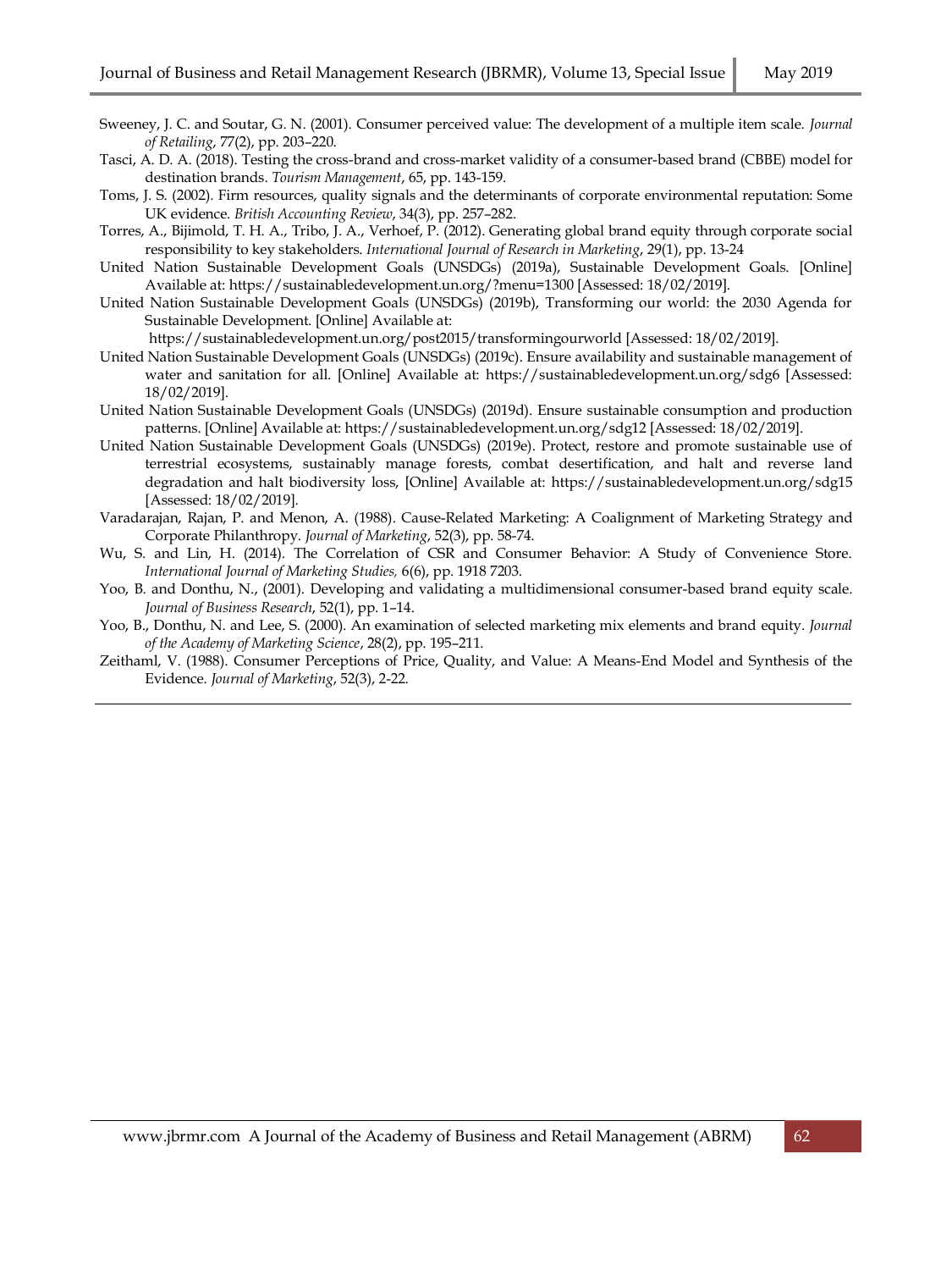Sweeney, J. C. and Soutar, G. N. (2001). Consumer perceived value: The development of a multiple item scale. *Journal of Retailing*, 77(2), pp. 203–220.

Tasci, A. D. A. (2018). Testing the cross-brand and cross-market validity of a consumer-based brand (CBBE) model for destination brands. *Tourism Management*, 65, pp. 143-159.

Toms, J. S. (2002). Firm resources, quality signals and the determinants of corporate environmental reputation: Some UK evidence. *British Accounting Review*, 34(3), pp. 257–282.

Torres, A., Bijimold, T. H. A., Tribo, J. A., Verhoef, P. (2012). Generating global brand equity through corporate social responsibility to key stakeholders. *International Journal of Research in Marketing*, 29(1), pp. 13-24

United Nation Sustainable Development Goals (UNSDGs) (2019a), Sustainable Development Goals. [Online] Available at: https://sustainabledevelopment.un.org/?menu=1300 [Assessed: 18/02/2019].

United Nation Sustainable Development Goals (UNSDGs) (2019b), Transforming our world: the 2030 Agenda for Sustainable Development. [Online] Available at: https://sustainabledevelopment.un.org/post2015/transformingourworld [Assessed: 18/02/2019].

United Nation Sustainable Development Goals (UNSDGs) (2019c). Ensure availability and sustainable management of water and sanitation for all. [Online] Available at: https://sustainabledevelopment.un.org/sdg6 [Assessed: 18/02/2019].

United Nation Sustainable Development Goals (UNSDGs) (2019d). Ensure sustainable consumption and production patterns. [Online] Available at: https://sustainabledevelopment.un.org/sdg12 [Assessed: 18/02/2019].

United Nation Sustainable Development Goals (UNSDGs) (2019e). Protect, restore and promote sustainable use of terrestrial ecosystems, sustainably manage forests, combat desertification, and halt and reverse land degradation and halt biodiversity loss, [Online] Available at: https://sustainabledevelopment.un.org/sdg15 [Assessed: 18/02/2019].

Varadarajan, Rajan, P. and Menon, A. (1988). Cause-Related Marketing: A Coalignment of Marketing Strategy and Corporate Philanthropy. *Journal of Marketing*, 52(3), pp. 58-74.

Wu, S. and Lin, H. (2014). The Correlation of CSR and Consumer Behavior: A Study of Convenience Store. *International Journal of Marketing Studies,* 6(6), pp. 1918 7203.

Yoo, B. and Donthu, N., (2001). Developing and validating a multidimensional consumer-based brand equity scale. *Journal of Business Research*, 52(1), pp. 1–14.

Yoo, B., Donthu, N. and Lee, S. (2000). An examination of selected marketing mix elements and brand equity. *Journal of the Academy of Marketing Science*, 28(2), pp. 195–211.

Zeithaml, V. (1988). Consumer Perceptions of Price, Quality, and Value: A Means-End Model and Synthesis of the Evidence. *Journal of Marketing*, 52(3), 2-22.